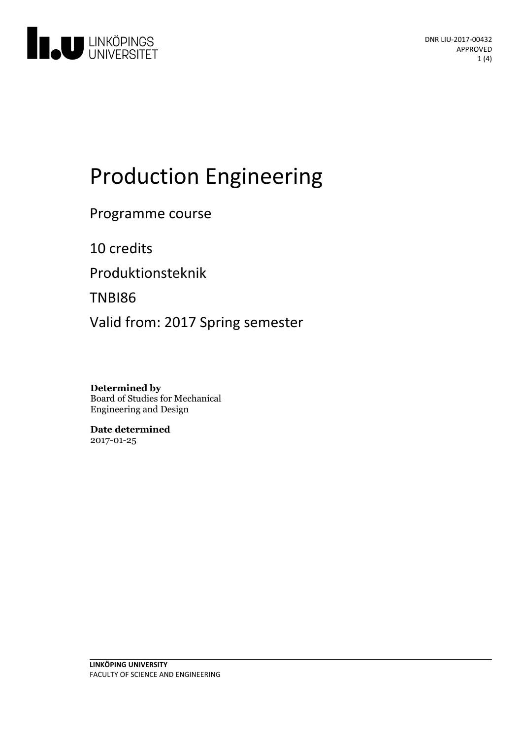DNR LIU-2017-00432
APPROVED

# Production Engineering

Programme course

10 credits

Produktionsteknik

TNBI86

Valid from: 2017 Spring semester

**Determined by**
Board of Studies for Mechanical Engineering and Design

**Date determined**
2017-01-25

**LINKÖPING UNIVERSITY**
FACULTY OF SCIENCE AND ENGINEERING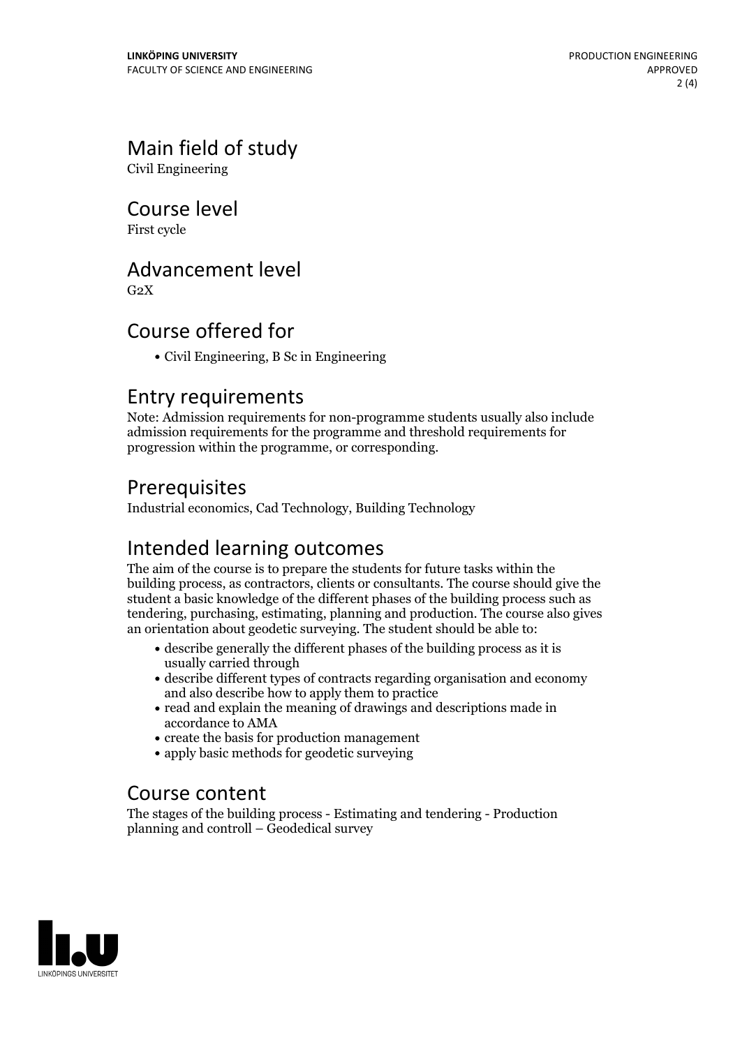# Main field of study

Civil Engineering

# Course level

First cycle

# Advancement level

G2X

# Course offered for

- Civil Engineering, B Sc in Engineering

# Entry requirements

Note: Admission requirements for non-programme students usually also include admission requirements for the programme and threshold requirements for progression within the programme, or corresponding.

# Prerequisites

Industrial economics, Cad Technology, Building Technology

# Intended learning outcomes

The aim of the course is to prepare the students for future tasks within the building process, as contractors, clients or consultants. The course should give the student a basic knowledge of the different phases of the building process such as tendering, purchasing, estimating, planning and production. The course also gives an orientation about geodetic surveying. The student should be able to:

- describe generally the different phases of the building process as it is usually carried through
- describe different types of contracts regarding organisation and economy and also describe how to apply them to practice
- read and explain the meaning of drawings and descriptions made in accordance to AMA
- create the basis for production management
- apply basic methods for geodetic surveying

# Course content

The stages of the building process - Estimating and tendering - Production planning and controll – Geodedical survey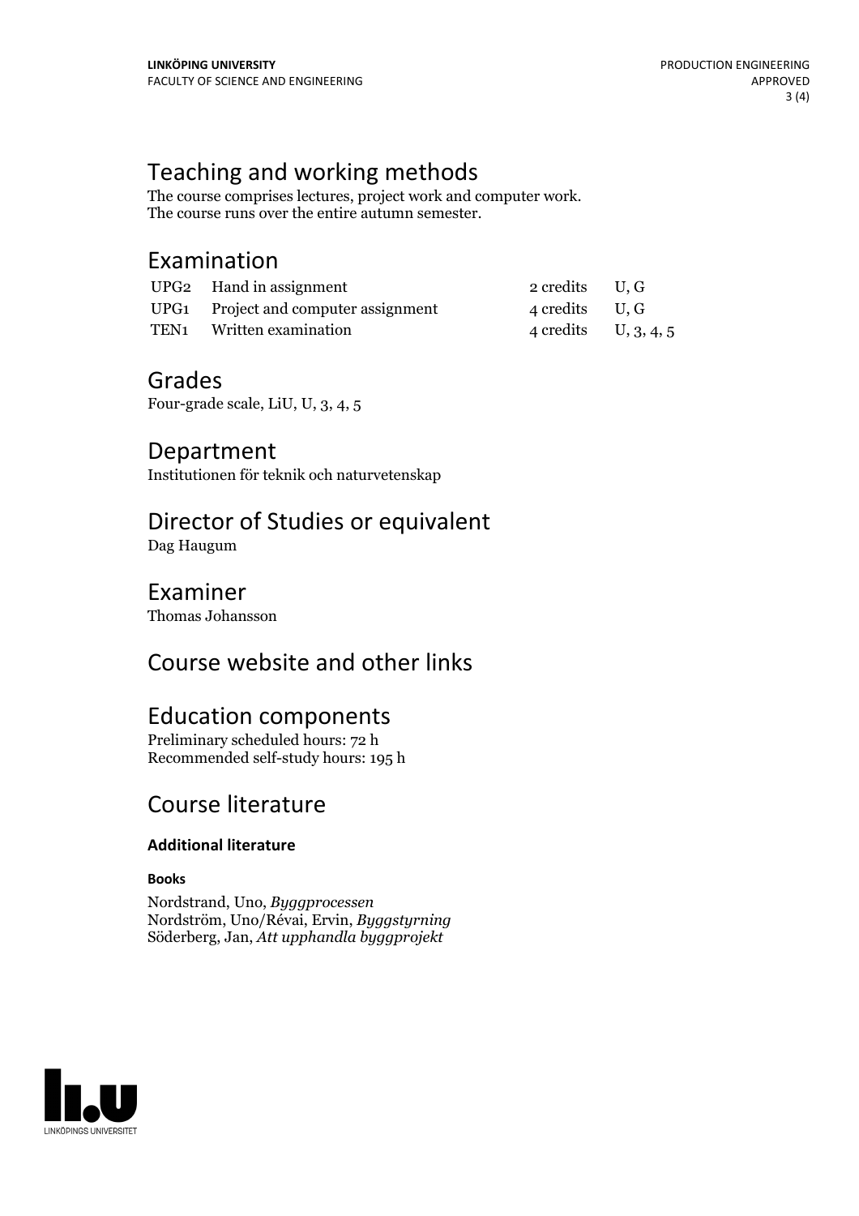## Teaching and working methods

The course comprises lectures, project work and computer work.
The course runs over the entire autumn semester.

## Examination

| | | | |
|---|---|---|---|
| UPG2 | Hand in assignment | 2 credits | U, G |
| UPG1 | Project and computer assignment | 4 credits | U, G |
| TEN1 | Written examination | 4 credits | U, 3, 4, 5 |

## Grades

Four-grade scale, LiU, U, 3, 4, 5

## Department

Institutionen för teknik och naturvetenskap

## Director of Studies or equivalent

Dag Haugum

## Examiner

Thomas Johansson

## Course website and other links

## Education components

Preliminary scheduled hours: 72 h
Recommended self-study hours: 195 h

## Course literature

### Additional literature

#### Books

Nordstrand, Uno, *Byggprocessen*
Nordström, Uno/Révai, Ervin, *Byggstyrning*
Söderberg, Jan, *Att upphandla byggprojekt*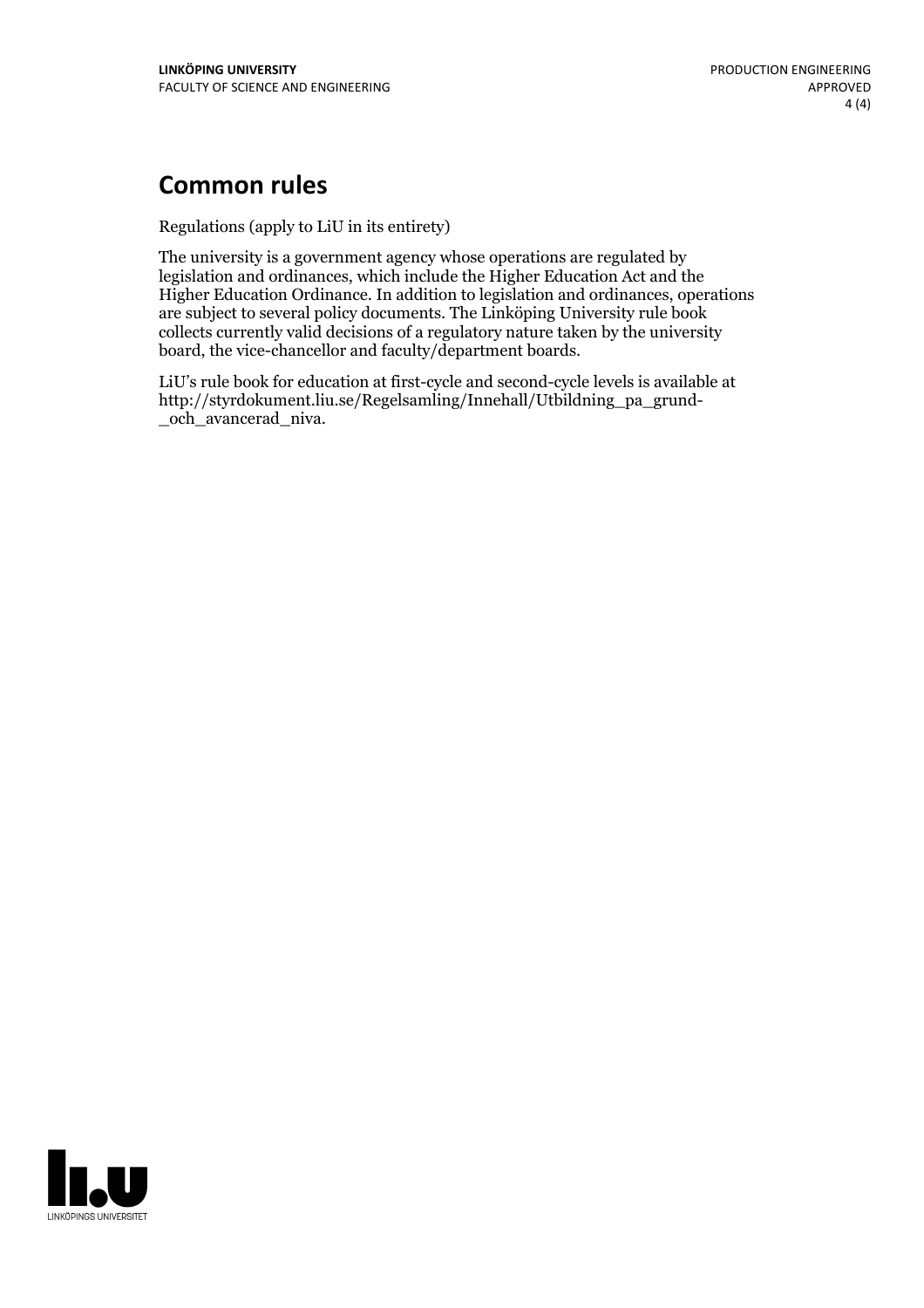# Common rules

Regulations (apply to LiU in its entirety)

The university is a government agency whose operations are regulated by legislation and ordinances, which include the Higher Education Act and the Higher Education Ordinance. In addition to legislation and ordinances, operations are subject to several policy documents. The Linköping University rule book collects currently valid decisions of a regulatory nature taken by the university board, the vice-chancellor and faculty/department boards.

LiU's rule book for education at first-cycle and second-cycle levels is available at http://styrdokument.liu.se/Regelsamling/Innehall/Utbildning_pa_grund-_och_avancerad_niva.